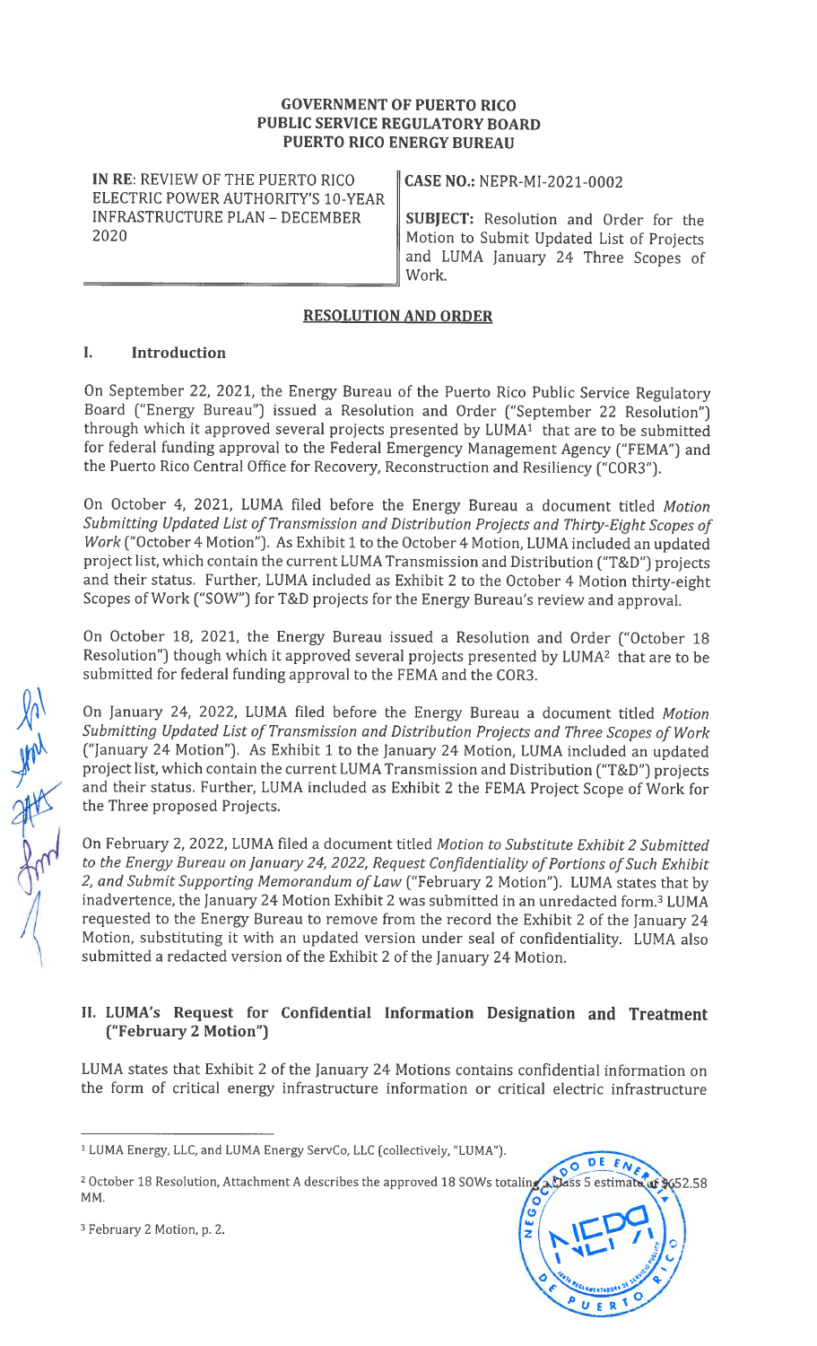**GOVERNMENT OF PUERTO RICO**
**PUBLIC SERVICE REGULATORY BOARD**
**PUERTO RICO ENERGY BUREAU**

| | |
|---|---|
| **IN RE**: REVIEW OF THE PUERTO RICO ELECTRIC POWER AUTHORITY'S 10-YEAR INFRASTRUCTURE PLAN – DECEMBER 2020 | **CASE NO.:** NEPR-MI-2021-0002<br><br>**SUBJECT:** Resolution and Order for the Motion to Submit Updated List of Projects and LUMA January 24 Three Scopes of Work. |

## RESOLUTION AND ORDER

### I. Introduction

On September 22, 2021, the Energy Bureau of the Puerto Rico Public Service Regulatory Board ("Energy Bureau") issued a Resolution and Order ("September 22 Resolution") through which it approved several projects presented by LUMA[1] that are to be submitted for federal funding approval to the Federal Emergency Management Agency ("FEMA") and the Puerto Rico Central Office for Recovery, Reconstruction and Resiliency ("COR3").

On October 4, 2021, LUMA filed before the Energy Bureau a document titled *Motion Submitting Updated List of Transmission and Distribution Projects and Thirty-Eight Scopes of Work* ("October 4 Motion"). As Exhibit 1 to the October 4 Motion, LUMA included an updated project list, which contain the current LUMA Transmission and Distribution ("T&D") projects and their status. Further, LUMA included as Exhibit 2 to the October 4 Motion thirty-eight Scopes of Work ("SOW") for T&D projects for the Energy Bureau's review and approval.

On October 18, 2021, the Energy Bureau issued a Resolution and Order ("October 18 Resolution") though which it approved several projects presented by LUMA[2] that are to be submitted for federal funding approval to the FEMA and the COR3.

On January 24, 2022, LUMA filed before the Energy Bureau a document titled *Motion Submitting Updated List of Transmission and Distribution Projects and Three Scopes of Work* ("January 24 Motion"). As Exhibit 1 to the January 24 Motion, LUMA included an updated project list, which contain the current LUMA Transmission and Distribution ("T&D") projects and their status. Further, LUMA included as Exhibit 2 the FEMA Project Scope of Work for the Three proposed Projects.

On February 2, 2022, LUMA filed a document titled *Motion to Substitute Exhibit 2 Submitted to the Energy Bureau on January 24, 2022, Request Confidentiality of Portions of Such Exhibit 2, and Submit Supporting Memorandum of Law* ("February 2 Motion"). LUMA states that by inadvertence, the January 24 Motion Exhibit 2 was submitted in an unredacted form.[3] LUMA requested to the Energy Bureau to remove from the record the Exhibit 2 of the January 24 Motion, substituting it with an updated version under seal of confidentiality. LUMA also submitted a redacted version of the Exhibit 2 of the January 24 Motion.

### II. LUMA's Request for Confidential Information Designation and Treatment ("February 2 Motion")

LUMA states that Exhibit 2 of the January 24 Motions contains confidential information on the form of critical energy infrastructure information or critical electric infrastructure

---

[1] LUMA Energy, LLC, and LUMA Energy ServCo, LLC (collectively, "LUMA").

[2] October 18 Resolution, Attachment A describes the approved 18 SOWs totaling a Class 5 estimate of $652.58 MM.

[3] February 2 Motion, p. 2.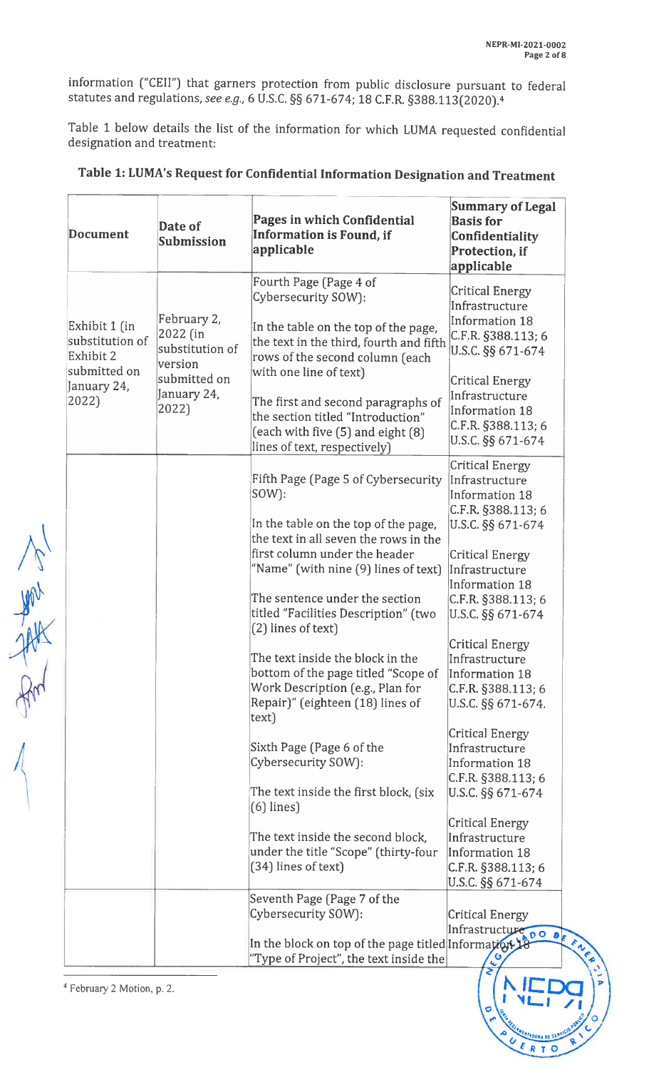information ("CEII") that garners protection from public disclosure pursuant to federal statutes and regulations, *see e.g.,* 6 U.S.C. §§ 671-674; 18 C.F.R. §388.113(2020).[4]

Table 1 below details the list of the information for which LUMA requested confidential designation and treatment:

**Table 1: LUMA's Request for Confidential Information Designation and Treatment**

| Document | Date of Submission | Pages in which Confidential Information is Found, if applicable | Summary of Legal Basis for Confidentiality Protection, if applicable |
|---|---|---|---|
| Exhibit 1 (in substitution of Exhibit 2 submitted on January 24, 2022) | February 2, 2022 (in substitution of version submitted on January 24, 2022) | Fourth Page (Page 4 of Cybersecurity SOW):<br><br>In the table on the top of the page, the text in the third, fourth and fifth rows of the second column (each with one line of text)<br><br>The first and second paragraphs of the section titled "Introduction" (each with five (5) and eight (8) lines of text, respectively) | Critical Energy Infrastructure Information 18 C.F.R. §388.113; 6 U.S.C. §§ 671-674<br><br>Critical Energy Infrastructure Information 18 C.F.R. §388.113; 6 U.S.C. §§ 671-674 |
| | | Fifth Page (Page 5 of Cybersecurity SOW):<br><br>In the table on the top of the page, the text in all seven the rows in the first column under the header "Name" (with nine (9) lines of text)<br><br>The sentence under the section titled "Facilities Description" (two (2) lines of text)<br><br>The text inside the block in the bottom of the page titled "Scope of Work Description (e.g., Plan for Repair)" (eighteen (18) lines of text)<br><br>Sixth Page (Page 6 of the Cybersecurity SOW):<br><br>The text inside the first block, (six (6) lines)<br><br>The text inside the second block, under the title "Scope" (thirty-four (34) lines of text) | Critical Energy Infrastructure Information 18 C.F.R. §388.113; 6 U.S.C. §§ 671-674<br><br>Critical Energy Infrastructure Information 18 C.F.R. §388.113; 6 U.S.C. §§ 671-674<br><br>Critical Energy Infrastructure Information 18 C.F.R. §388.113; 6 U.S.C. §§ 671-674.<br><br>Critical Energy Infrastructure Information 18 C.F.R. §388.113; 6 U.S.C. §§ 671-674<br><br>Critical Energy Infrastructure Information 18 C.F.R. §388.113; 6 U.S.C. §§ 671-674 |
| | | Seventh Page (Page 7 of the Cybersecurity SOW):<br><br>In the block on top of the page titled "Type of Project", the text inside the | Critical Energy Infrastructure Information 18 |

[4] February 2 Motion, p. 2.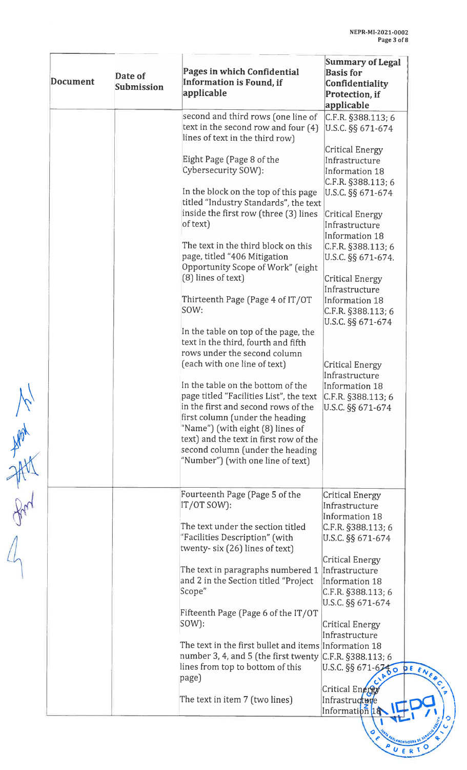| Document | Date of Submission | Pages in which Confidential Information is Found, if applicable | Summary of Legal Basis for Confidentiality Protection, if applicable |
|---|---|---|---|
| | | second and third rows (one line of text in the second row and four (4) lines of text in the third row) | C.F.R. §388.113; 6 U.S.C. §§ 671-674 |
| | | Eight Page (Page 8 of the Cybersecurity SOW): | |
| | | In the block on the top of this page titled "Industry Standards", the text inside the first row (three (3) lines of text) | Critical Energy Infrastructure Information 18 C.F.R. §388.113; 6 U.S.C. §§ 671-674 |
| | | The text in the third block on this page, titled "406 Mitigation Opportunity Scope of Work" (eight (8) lines of text) | Critical Energy Infrastructure Information 18 C.F.R. §388.113; 6 U.S.C. §§ 671-674. |
| | | Thirteenth Page (Page 4 of IT/OT SOW: | |
| | | In the table on top of the page, the text in the third, fourth and fifth rows under the second column (each with one line of text) | Critical Energy Infrastructure Information 18 C.F.R. §388.113; 6 U.S.C. §§ 671-674 |
| | | In the table on the bottom of the page titled "Facilities List", the text in the first and second rows of the first column (under the heading "Name") (with eight (8) lines of text) and the text in first row of the second column (under the heading "Number") (with one line of text) | Critical Energy Infrastructure Information 18 C.F.R. §388.113; 6 U.S.C. §§ 671-674 |
| | | Fourteenth Page (Page 5 of the IT/OT SOW): | |
| | | The text under the section titled "Facilities Description" (with twenty- six (26) lines of text) | Critical Energy Infrastructure Information 18 C.F.R. §388.113; 6 U.S.C. §§ 671-674 |
| | | The text in paragraphs numbered 1 and 2 in the Section titled "Project Scope" | Critical Energy Infrastructure Information 18 C.F.R. §388.113; 6 U.S.C. §§ 671-674 |
| | | Fifteenth Page (Page 6 of the IT/OT SOW): | |
| | | The text in the first bullet and items number 3, 4, and 5 (the first twenty lines from top to bottom of this page) | Critical Energy Infrastructure Information 18 C.F.R. §388.113; 6 U.S.C. §§ 671-674 |
| | | The text in item 7 (two lines) | Critical Energy Infrastructure Information 18 |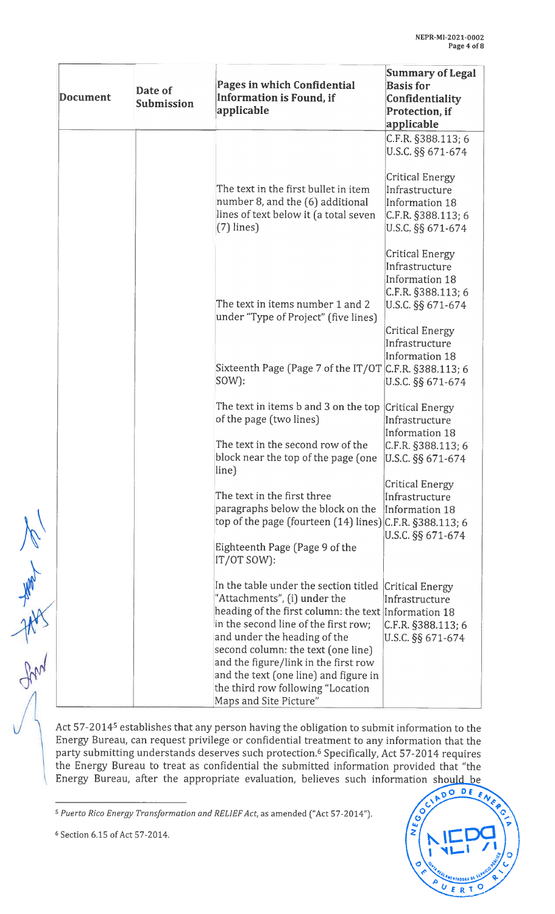| Document | Date of Submission | Pages in which Confidential Information is Found, if applicable | Summary of Legal Basis for Confidentiality Protection, if applicable |
|---|---|---|---|
| | | | C.F.R. §388.113; 6 U.S.C. §§ 671-674 |
| | | The text in the first bullet in item number 8, and the (6) additional lines of text below it (a total seven (7) lines) | Critical Energy Infrastructure Information 18 C.F.R. §388.113; 6 U.S.C. §§ 671-674 |
| | | The text in items number 1 and 2 under "Type of Project" (five lines) | Critical Energy Infrastructure Information 18 C.F.R. §388.113; 6 U.S.C. §§ 671-674 |
| | | Sixteenth Page (Page 7 of the IT/OT SOW): | Critical Energy Infrastructure Information 18 C.F.R. §388.113; 6 U.S.C. §§ 671-674 |
| | | The text in items b and 3 on the top of the page (two lines) | Critical Energy Infrastructure Information 18 C.F.R. §388.113; 6 U.S.C. §§ 671-674 |
| | | The text in the second row of the block near the top of the page (one line) | |
| | | The text in the first three paragraphs below the block on the top of the page (fourteen (14) lines) | Critical Energy Infrastructure Information 18 C.F.R. §388.113; 6 U.S.C. §§ 671-674 |
| | | Eighteenth Page (Page 9 of the IT/OT SOW): | |
| | | In the table under the section titled "Attachments", (i) under the heading of the first column: the text in the second line of the first row; and under the heading of the second column: the text (one line) and the figure/link in the first row and the text (one line) and figure in the third row following "Location Maps and Site Picture" | Critical Energy Infrastructure Information 18 C.F.R. §388.113; 6 U.S.C. §§ 671-674 |

Act 57-2014[5] establishes that any person having the obligation to submit information to the Energy Bureau, can request privilege or confidential treatment to any information that the party submitting understands deserves such protection.[6] Specifically, Act 57-2014 requires the Energy Bureau to treat as confidential the submitted information provided that "the Energy Bureau, after the appropriate evaluation, believes such information should be

[5] *Puerto Rico Energy Transformation and RELIEF Act*, as amended ("Act 57-2014").

[6] Section 6.15 of Act 57-2014.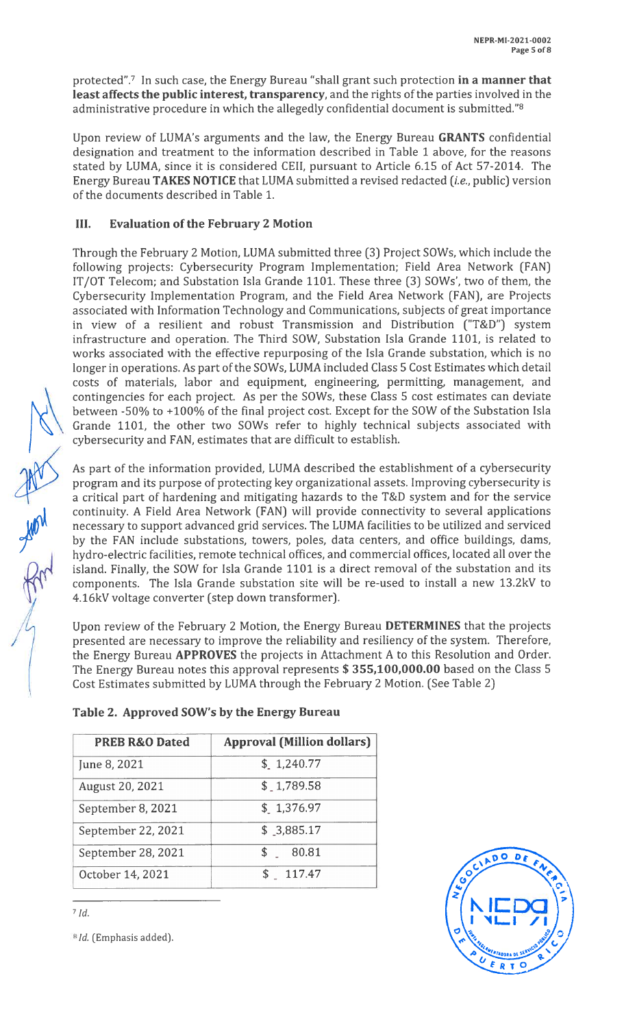protected".[7] In such case, the Energy Bureau "shall grant such protection **in a manner that least affects the public interest, transparency**, and the rights of the parties involved in the administrative procedure in which the allegedly confidential document is submitted."[8]

Upon review of LUMA's arguments and the law, the Energy Bureau **GRANTS** confidential designation and treatment to the information described in Table 1 above, for the reasons stated by LUMA, since it is considered CEII, pursuant to Article 6.15 of Act 57-2014. The Energy Bureau **TAKES NOTICE** that LUMA submitted a revised redacted (*i.e.*, public) version of the documents described in Table 1.

## III. Evaluation of the February 2 Motion

Through the February 2 Motion, LUMA submitted three (3) Project SOWs, which include the following projects: Cybersecurity Program Implementation; Field Area Network (FAN) IT/OT Telecom; and Substation Isla Grande 1101. These three (3) SOWs', two of them, the Cybersecurity Implementation Program, and the Field Area Network (FAN), are Projects associated with Information Technology and Communications, subjects of great importance in view of a resilient and robust Transmission and Distribution ("T&D") system infrastructure and operation. The Third SOW, Substation Isla Grande 1101, is related to works associated with the effective repurposing of the Isla Grande substation, which is no longer in operations. As part of the SOWs, LUMA included Class 5 Cost Estimates which detail costs of materials, labor and equipment, engineering, permitting, management, and contingencies for each project. As per the SOWs, these Class 5 cost estimates can deviate between -50% to +100% of the final project cost. Except for the SOW of the Substation Isla Grande 1101, the other two SOWs refer to highly technical subjects associated with cybersecurity and FAN, estimates that are difficult to establish.

As part of the information provided, LUMA described the establishment of a cybersecurity program and its purpose of protecting key organizational assets. Improving cybersecurity is a critical part of hardening and mitigating hazards to the T&D system and for the service continuity. A Field Area Network (FAN) will provide connectivity to several applications necessary to support advanced grid services. The LUMA facilities to be utilized and serviced by the FAN include substations, towers, poles, data centers, and office buildings, dams, hydro-electric facilities, remote technical offices, and commercial offices, located all over the island. Finally, the SOW for Isla Grande 1101 is a direct removal of the substation and its components. The Isla Grande substation site will be re-used to install a new 13.2kV to 4.16kV voltage converter (step down transformer).

Upon review of the February 2 Motion, the Energy Bureau **DETERMINES** that the projects presented are necessary to improve the reliability and resiliency of the system. Therefore, the Energy Bureau **APPROVES** the projects in Attachment A to this Resolution and Order. The Energy Bureau notes this approval represents **$ 355,100,000.00** based on the Class 5 Cost Estimates submitted by LUMA through the February 2 Motion. (See Table 2)

**Table 2. Approved SOW's by the Energy Bureau**

| PREB R&O Dated | Approval (Million dollars) |
|---|---|
| June 8, 2021 | $ 1,240.77 |
| August 20, 2021 | $ 1,789.58 |
| September 8, 2021 | $ 1,376.97 |
| September 22, 2021 | $ 3,885.17 |
| September 28, 2021 | $ 80.81 |
| October 14, 2021 | $ 117.47 |

[7] *Id.*

[8] *Id.* (Emphasis added).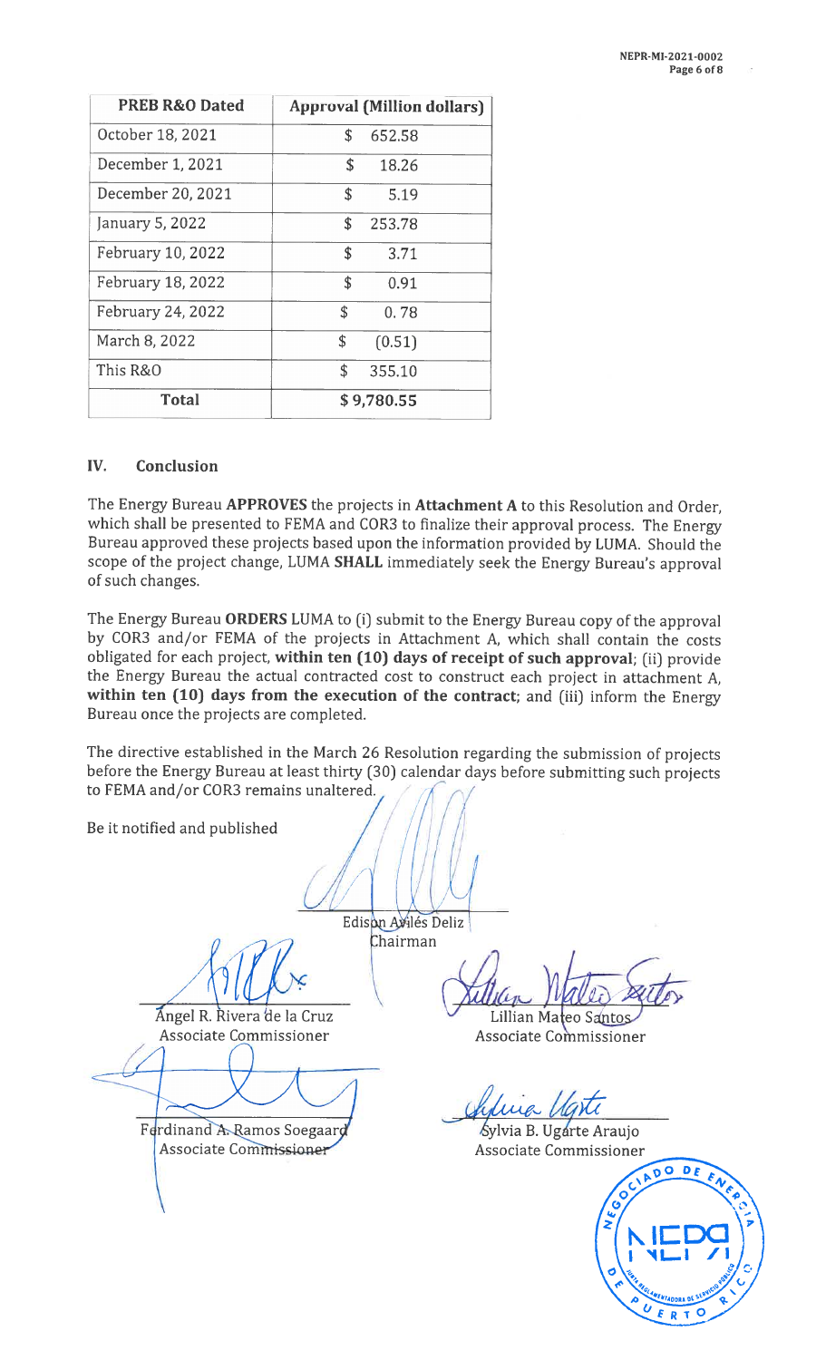| PREB R&O Dated | Approval (Million dollars) |
|---|---|
| October 18, 2021 | $ 652.58 |
| December 1, 2021 | $ 18.26 |
| December 20, 2021 | $ 5.19 |
| January 5, 2022 | $ 253.78 |
| February 10, 2022 | $ 3.71 |
| February 18, 2022 | $ 0.91 |
| February 24, 2022 | $ 0.78 |
| March 8, 2022 | $ (0.51) |
| This R&O | $ 355.10 |
| **Total** | **$ 9,780.55** |

## IV. Conclusion

The Energy Bureau **APPROVES** the projects in **Attachment A** to this Resolution and Order, which shall be presented to FEMA and COR3 to finalize their approval process. The Energy Bureau approved these projects based upon the information provided by LUMA. Should the scope of the project change, LUMA **SHALL** immediately seek the Energy Bureau's approval of such changes.

The Energy Bureau **ORDERS** LUMA to (i) submit to the Energy Bureau copy of the approval by COR3 and/or FEMA of the projects in Attachment A, which shall contain the costs obligated for each project, **within ten (10) days of receipt of such approval**; (ii) provide the Energy Bureau the actual contracted cost to construct each project in attachment A, **within ten (10) days from the execution of the contract**; and (iii) inform the Energy Bureau once the projects are completed.

The directive established in the March 26 Resolution regarding the submission of projects before the Energy Bureau at least thirty (30) calendar days before submitting such projects to FEMA and/or COR3 remains unaltered.

Be it notified and published

Edison Avilés Deliz
Chairman

Ángel R. Rivera de la Cruz
Associate Commissioner

Lillian Mateo Santos
Associate Commissioner

Ferdinand A. Ramos Soegaard
Associate Commissioner

Sylvia B. Ugarte Araujo
Associate Commissioner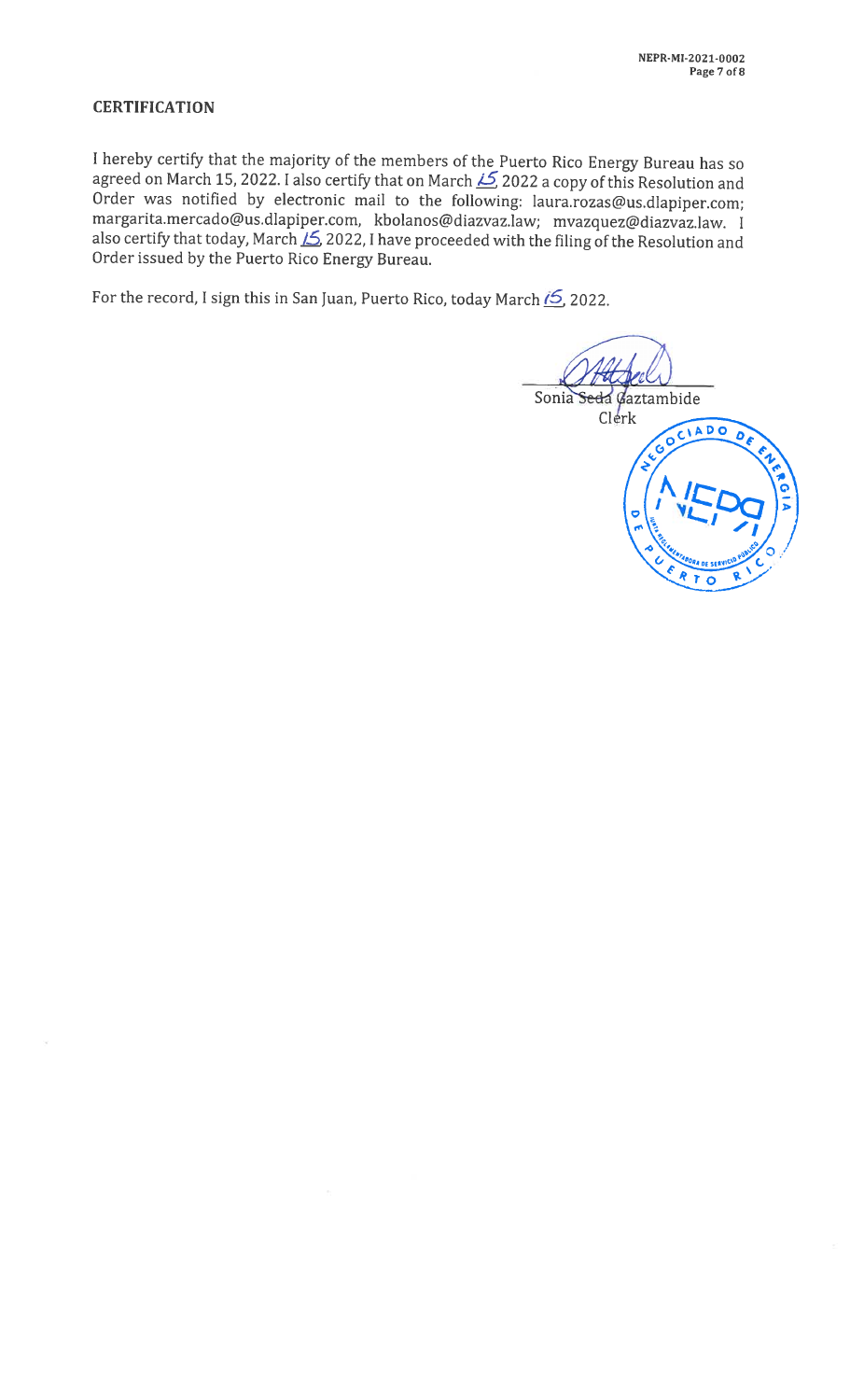## CERTIFICATION

I hereby certify that the majority of the members of the Puerto Rico Energy Bureau has so agreed on March 15, 2022. I also certify that on March 15, 2022 a copy of this Resolution and Order was notified by electronic mail to the following: laura.rozas@us.dlapiper.com; margarita.mercado@us.dlapiper.com, kbolanos@diazvaz.law; mvazquez@diazvaz.law. I also certify that today, March 15, 2022, I have proceeded with the filing of the Resolution and Order issued by the Puerto Rico Energy Bureau.

For the record, I sign this in San Juan, Puerto Rico, today March 15, 2022.

Sonia Seda Gaztambide
Clerk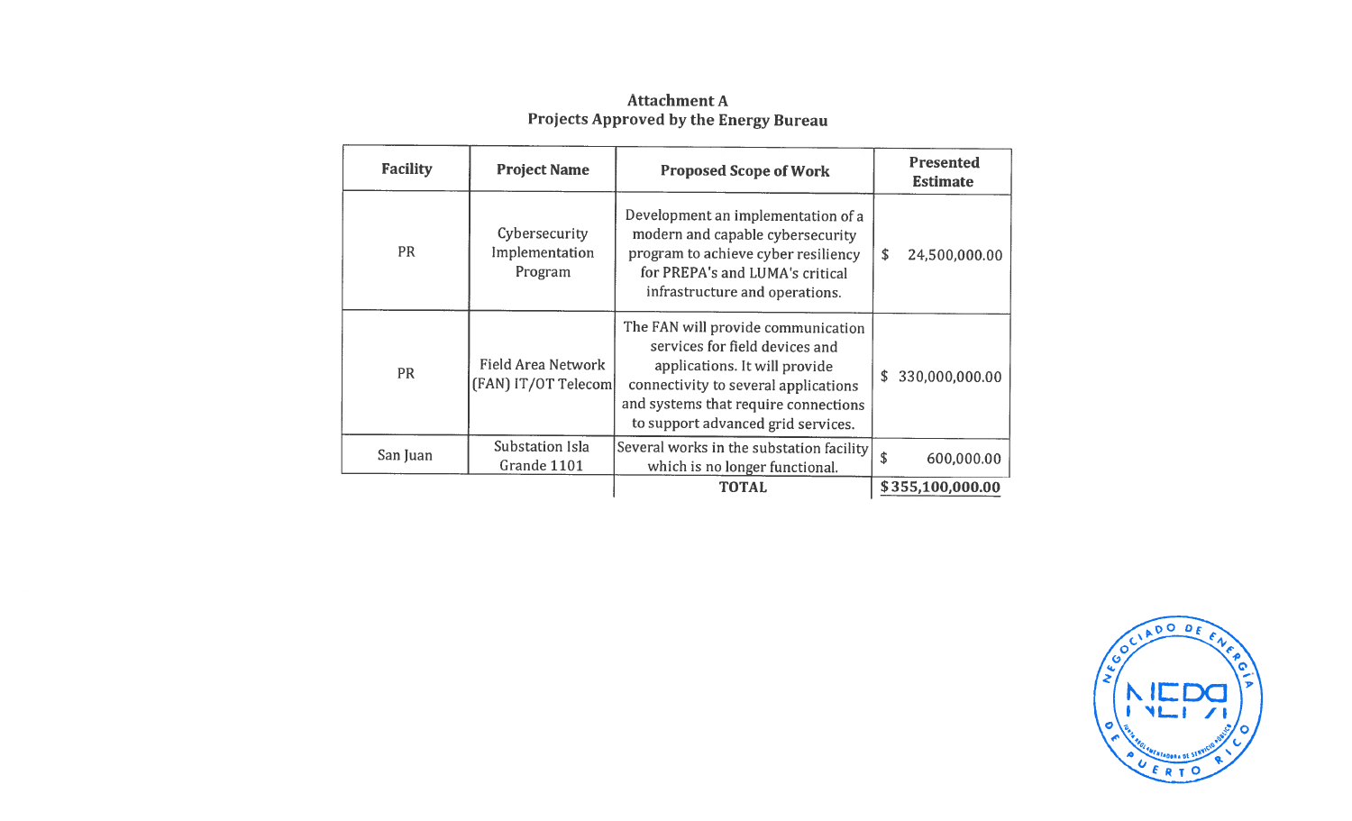## Attachment A
## Projects Approved by the Energy Bureau

| Facility | Project Name | Proposed Scope of Work | Presented Estimate |
|---|---|---|---|
| PR | Cybersecurity Implementation Program | Development an implementation of a modern and capable cybersecurity program to achieve cyber resiliency for PREPA's and LUMA's critical infrastructure and operations. | $ 24,500,000.00 |
| PR | Field Area Network (FAN) IT/OT Telecom | The FAN will provide communication services for field devices and applications. It will provide connectivity to several applications and systems that require connections to support advanced grid services. | $ 330,000,000.00 |
| San Juan | Substation Isla Grande 1101 | Several works in the substation facility which is no longer functional. | $ 600,000.00 |
| | | **TOTAL** | **$355,100,000.00** |